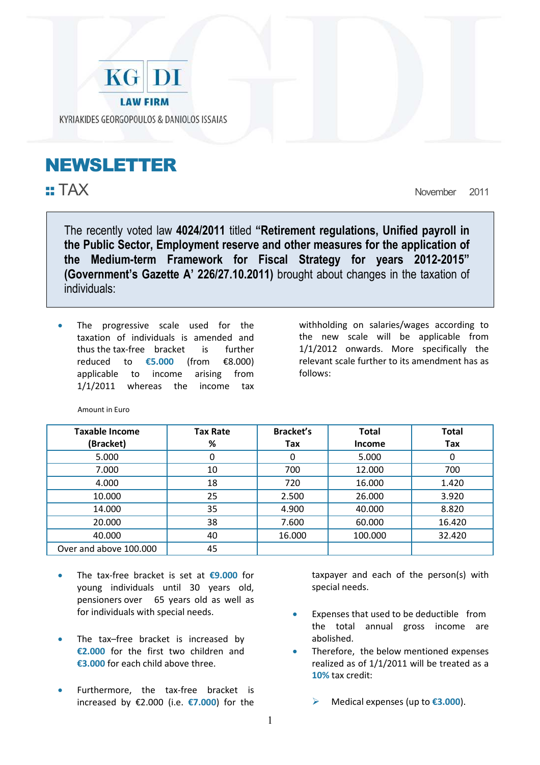KG | DI

LAW FIRM

KYRIAKIDES GEORGOPOULOS & DANIOLOS ISSAIAS

# NEWSLETTER

## TAX

November 2011

The recently voted law **4024/2011** titled **"Retirement regulations, Unified payroll in the Public Sector, Employment reserve and other measures for the application of the Medium-term Framework for Fiscal Strategy for years 2012-2015" (Government's Gazette A' 226/27.10.2011)** brought about changes in the taxation of individuals:

- The progressive scale used for the taxation of individuals is amended and thus the tax-free bracket is further reduced to **€5.000** (from €8.000) applicable to income arising from 1/1/2011 whereas the income tax withholding on salaries/wages according to the new scale will be applicable from 1/1/2012 onwards. More specifically the relevant scale further to its amendment has as follows:

Amount in Euro

| Taxable Income (Bracket) | Tax Rate % | Bracket's Tax | Total Income | Total Tax |
|---|---|---|---|---|
| 5.000 | 0 | 0 | 5.000 | 0 |
| 7.000 | 10 | 700 | 12.000 | 700 |
| 4.000 | 18 | 720 | 16.000 | 1.420 |
| 10.000 | 25 | 2.500 | 26.000 | 3.920 |
| 14.000 | 35 | 4.900 | 40.000 | 8.820 |
| 20.000 | 38 | 7.600 | 60.000 | 16.420 |
| 40.000 | 40 | 16.000 | 100.000 | 32.420 |
| Over and above 100.000 | 45 | | | |

- The tax-free bracket is set at **€9.000** for young individuals until 30 years old, pensioners over 65 years old as well as for individuals with special needs.

- The tax–free bracket is increased by **€2.000** for the first two children and **€3.000** for each child above three.

- Furthermore, the tax-free bracket is increased by €2.000 (i.e. **€7.000**) for the taxpayer and each of the person(s) with special needs.

- Expenses that used to be deductible from the total annual gross income are abolished.
- Therefore, the below mentioned expenses realized as of 1/1/2011 will be treated as a **10%** tax credit:

  - Medical expenses (up to **€3.000**).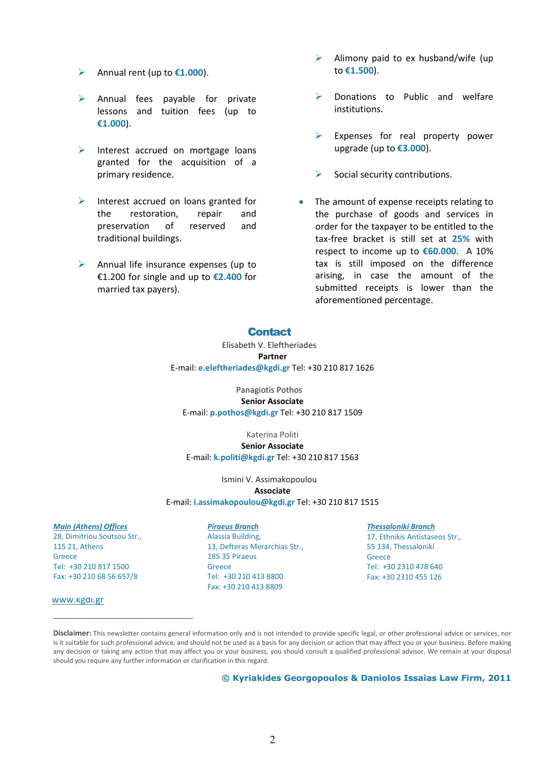- Annual rent (up to **€1.000**).
- Annual fees payable for private lessons and tuition fees (up to **€1.000**).
- Interest accrued on mortgage loans granted for the acquisition of a primary residence.
- Interest accrued on loans granted for the restoration, repair and preservation of reserved and traditional buildings.
- Annual life insurance expenses (up to €1.200 for single and up to **€2.400** for married tax payers).
- Alimony paid to ex husband/wife (up to **€1.500**).
- Donations to Public and welfare institutions.
- Expenses for real property power upgrade (up to **€3.000**).
- Social security contributions.

- The amount of expense receipts relating to the purchase of goods and services in order for the taxpayer to be entitled to the tax-free bracket is still set at **25%** with respect to income up to **€60.000**. A 10% tax is still imposed on the difference arising, in case the amount of submitted receipts is lower than the aforementioned percentage.

## Contact

Elisabeth V. Eleftheriades
**Partner**
E-mail: **e.eleftheriades@kgdi.gr** Tel: +30 210 817 1626

Panagiotis Pothos
**Senior Associate**
E-mail: **p.pothos@kgdi.gr** Tel: +30 210 817 1509

Katerina Politi
**Senior Associate**
E-mail: **k.politi@kgdi.gr** Tel: +30 210 817 1563

Ismini V. Assimakopoulou
**Associate**
E-mail: **i.assimakopoulou@kgdi.gr** Tel: +30 210 817 1515

***Main (Athens) Offices***
28, Dimitriou Soutsou Str.,
115 21, Athens
Greece
Tel: +30 210 817 1500
Fax: +30 210 68 56 657/8

***Piraeus Branch***
Alassia Building,
13, Defteras Merarchias Str.,
185 35 Piraeus
Greece
Tel: +30 210 413 8800
Fax: +30 210 413 8809

***Thessaloniki Branch***
17, Ethnikis Antistaseos Str.,
55 134, Thessaloniki
Greece
Tel: +30 2310 478 640
Fax: +30 2310 455 126

www.kgdi.gr

**Disclaimer:** This newsletter contains general information only and is not intended to provide specific legal, or other professional advice or services, nor is it suitable for such professional advice, and should not be used as a basis for any decision or action that may affect you or your business. Before making any decision or taking any action that may affect you or your business, you should consult a qualified professional advisor. We remain at your disposal should you require any further information or clarification in this regard.

**© Kyriakides Georgopoulos & Daniolos Issaias Law Firm, 2011**